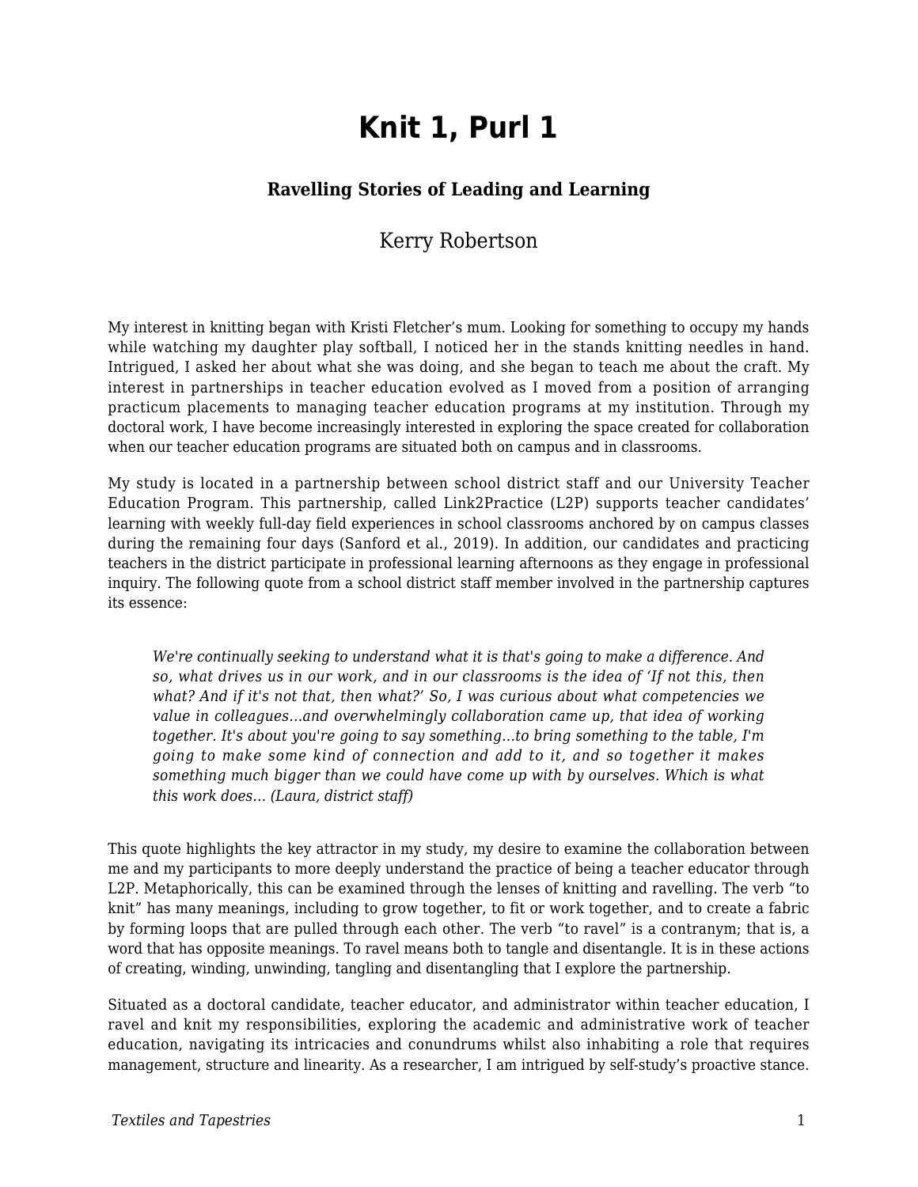# Knit 1, Purl 1

### Ravelling Stories of Leading and Learning

Kerry Robertson

My interest in knitting began with Kristi Fletcher's mum. Looking for something to occupy my hands while watching my daughter play softball, I noticed her in the stands knitting needles in hand. Intrigued, I asked her about what she was doing, and she began to teach me about the craft. My interest in partnerships in teacher education evolved as I moved from a position of arranging practicum placements to managing teacher education programs at my institution. Through my doctoral work, I have become increasingly interested in exploring the space created for collaboration when our teacher education programs are situated both on campus and in classrooms.

My study is located in a partnership between school district staff and our University Teacher Education Program. This partnership, called Link2Practice (L2P) supports teacher candidates' learning with weekly full-day field experiences in school classrooms anchored by on campus classes during the remaining four days (Sanford et al., 2019). In addition, our candidates and practicing teachers in the district participate in professional learning afternoons as they engage in professional inquiry. The following quote from a school district staff member involved in the partnership captures its essence:

> *We're continually seeking to understand what it is that's going to make a difference. And so, what drives us in our work, and in our classrooms is the idea of 'If not this, then what? And if it's not that, then what?' So, I was curious about what competencies we value in colleagues…and overwhelmingly collaboration came up, that idea of working together. It's about you're going to say something…to bring something to the table, I'm going to make some kind of connection and add to it, and so together it makes something much bigger than we could have come up with by ourselves. Which is what this work does… (Laura, district staff)*

This quote highlights the key attractor in my study, my desire to examine the collaboration between me and my participants to more deeply understand the practice of being a teacher educator through L2P. Metaphorically, this can be examined through the lenses of knitting and ravelling. The verb "to knit" has many meanings, including to grow together, to fit or work together, and to create a fabric by forming loops that are pulled through each other. The verb "to ravel" is a contranym; that is, a word that has opposite meanings. To ravel means both to tangle and disentangle. It is in these actions of creating, winding, unwinding, tangling and disentangling that I explore the partnership.

Situated as a doctoral candidate, teacher educator, and administrator within teacher education, I ravel and knit my responsibilities, exploring the academic and administrative work of teacher education, navigating its intricacies and conundrums whilst also inhabiting a role that requires management, structure and linearity. As a researcher, I am intrigued by self-study's proactive stance.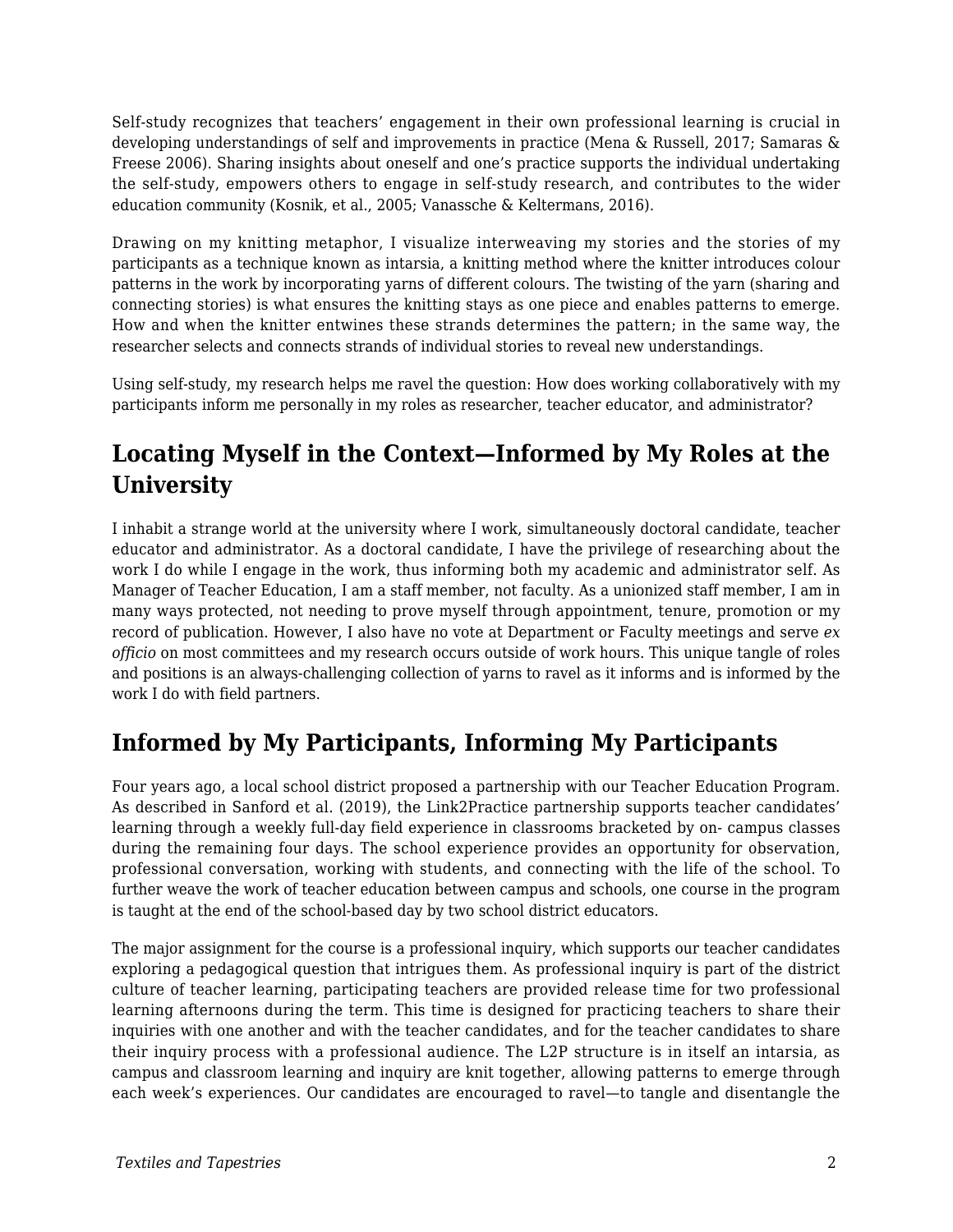Self-study recognizes that teachers' engagement in their own professional learning is crucial in developing understandings of self and improvements in practice (Mena & Russell, 2017; Samaras & Freese 2006). Sharing insights about oneself and one's practice supports the individual undertaking the self-study, empowers others to engage in self-study research, and contributes to the wider education community (Kosnik, et al., 2005; Vanassche & Keltermans, 2016).

Drawing on my knitting metaphor, I visualize interweaving my stories and the stories of my participants as a technique known as intarsia, a knitting method where the knitter introduces colour patterns in the work by incorporating yarns of different colours. The twisting of the yarn (sharing and connecting stories) is what ensures the knitting stays as one piece and enables patterns to emerge. How and when the knitter entwines these strands determines the pattern; in the same way, the researcher selects and connects strands of individual stories to reveal new understandings.

Using self-study, my research helps me ravel the question: How does working collaboratively with my participants inform me personally in my roles as researcher, teacher educator, and administrator?

## Locating Myself in the Context—Informed by My Roles at the University

I inhabit a strange world at the university where I work, simultaneously doctoral candidate, teacher educator and administrator. As a doctoral candidate, I have the privilege of researching about the work I do while I engage in the work, thus informing both my academic and administrator self. As Manager of Teacher Education, I am a staff member, not faculty. As a unionized staff member, I am in many ways protected, not needing to prove myself through appointment, tenure, promotion or my record of publication. However, I also have no vote at Department or Faculty meetings and serve *ex officio* on most committees and my research occurs outside of work hours. This unique tangle of roles and positions is an always-challenging collection of yarns to ravel as it informs and is informed by the work I do with field partners.

## Informed by My Participants, Informing My Participants

Four years ago, a local school district proposed a partnership with our Teacher Education Program. As described in Sanford et al. (2019), the Link2Practice partnership supports teacher candidates' learning through a weekly full-day field experience in classrooms bracketed by on- campus classes during the remaining four days. The school experience provides an opportunity for observation, professional conversation, working with students, and connecting with the life of the school. To further weave the work of teacher education between campus and schools, one course in the program is taught at the end of the school-based day by two school district educators.

The major assignment for the course is a professional inquiry, which supports our teacher candidates exploring a pedagogical question that intrigues them. As professional inquiry is part of the district culture of teacher learning, participating teachers are provided release time for two professional learning afternoons during the term. This time is designed for practicing teachers to share their inquiries with one another and with the teacher candidates, and for the teacher candidates to share their inquiry process with a professional audience. The L2P structure is in itself an intarsia, as campus and classroom learning and inquiry are knit together, allowing patterns to emerge through each week's experiences. Our candidates are encouraged to ravel—to tangle and disentangle the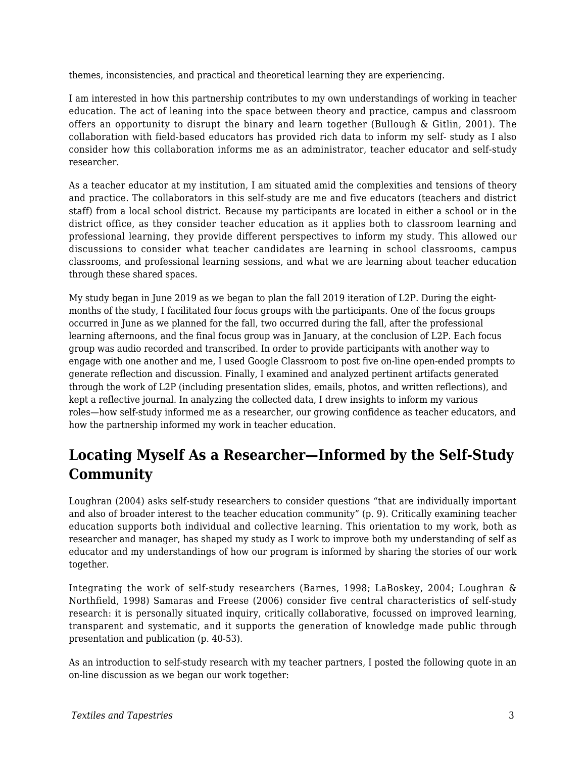themes, inconsistencies, and practical and theoretical learning they are experiencing.

I am interested in how this partnership contributes to my own understandings of working in teacher education. The act of leaning into the space between theory and practice, campus and classroom offers an opportunity to disrupt the binary and learn together (Bullough & Gitlin, 2001). The collaboration with field-based educators has provided rich data to inform my self- study as I also consider how this collaboration informs me as an administrator, teacher educator and self-study researcher.

As a teacher educator at my institution, I am situated amid the complexities and tensions of theory and practice. The collaborators in this self-study are me and five educators (teachers and district staff) from a local school district. Because my participants are located in either a school or in the district office, as they consider teacher education as it applies both to classroom learning and professional learning, they provide different perspectives to inform my study. This allowed our discussions to consider what teacher candidates are learning in school classrooms, campus classrooms, and professional learning sessions, and what we are learning about teacher education through these shared spaces.

My study began in June 2019 as we began to plan the fall 2019 iteration of L2P. During the eight-months of the study, I facilitated four focus groups with the participants. One of the focus groups occurred in June as we planned for the fall, two occurred during the fall, after the professional learning afternoons, and the final focus group was in January, at the conclusion of L2P. Each focus group was audio recorded and transcribed. In order to provide participants with another way to engage with one another and me, I used Google Classroom to post five on-line open-ended prompts to generate reflection and discussion. Finally, I examined and analyzed pertinent artifacts generated through the work of L2P (including presentation slides, emails, photos, and written reflections), and kept a reflective journal. In analyzing the collected data, I drew insights to inform my various roles—how self-study informed me as a researcher, our growing confidence as teacher educators, and how the partnership informed my work in teacher education.

## Locating Myself As a Researcher—Informed by the Self-Study Community

Loughran (2004) asks self-study researchers to consider questions “that are individually important and also of broader interest to the teacher education community” (p. 9). Critically examining teacher education supports both individual and collective learning. This orientation to my work, both as researcher and manager, has shaped my study as I work to improve both my understanding of self as educator and my understandings of how our program is informed by sharing the stories of our work together.

Integrating the work of self-study researchers (Barnes, 1998; LaBoskey, 2004; Loughran & Northfield, 1998) Samaras and Freese (2006) consider five central characteristics of self-study research: it is personally situated inquiry, critically collaborative, focussed on improved learning, transparent and systematic, and it supports the generation of knowledge made public through presentation and publication (p. 40-53).

As an introduction to self-study research with my teacher partners, I posted the following quote in an on-line discussion as we began our work together: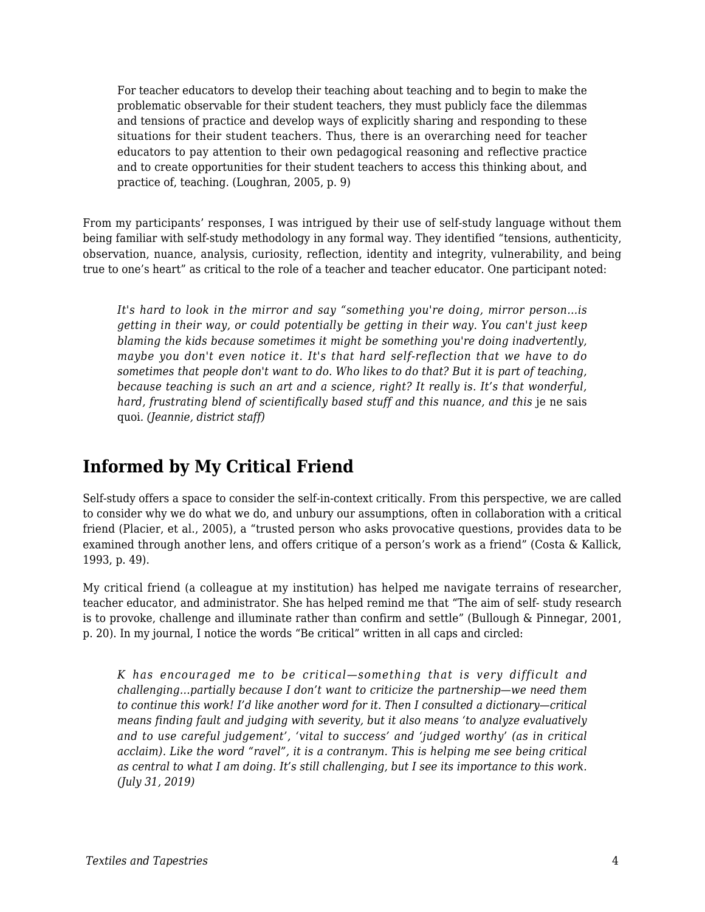> For teacher educators to develop their teaching about teaching and to begin to make the problematic observable for their student teachers, they must publicly face the dilemmas and tensions of practice and develop ways of explicitly sharing and responding to these situations for their student teachers. Thus, there is an overarching need for teacher educators to pay attention to their own pedagogical reasoning and reflective practice and to create opportunities for their student teachers to access this thinking about, and practice of, teaching. (Loughran, 2005, p. 9)

From my participants' responses, I was intrigued by their use of self-study language without them being familiar with self-study methodology in any formal way. They identified "tensions, authenticity, observation, nuance, analysis, curiosity, reflection, identity and integrity, vulnerability, and being true to one's heart" as critical to the role of a teacher and teacher educator. One participant noted:

> *It's hard to look in the mirror and say "something you're doing, mirror person…is getting in their way, or could potentially be getting in their way. You can't just keep blaming the kids because sometimes it might be something you're doing inadvertently, maybe you don't even notice it. It's that hard self-reflection that we have to do sometimes that people don't want to do. Who likes to do that? But it is part of teaching, because teaching is such an art and a science, right? It really is. It's that wonderful, hard, frustrating blend of scientifically based stuff and this nuance, and this* je ne sais quoi*. (Jeannie, district staff)*

## Informed by My Critical Friend

Self-study offers a space to consider the self-in-context critically. From this perspective, we are called to consider why we do what we do, and unbury our assumptions, often in collaboration with a critical friend (Placier, et al., 2005), a "trusted person who asks provocative questions, provides data to be examined through another lens, and offers critique of a person's work as a friend" (Costa & Kallick, 1993, p. 49).

My critical friend (a colleague at my institution) has helped me navigate terrains of researcher, teacher educator, and administrator. She has helped remind me that "The aim of self- study research is to provoke, challenge and illuminate rather than confirm and settle" (Bullough & Pinnegar, 2001, p. 20). In my journal, I notice the words "Be critical" written in all caps and circled:

> *K has encouraged me to be critical—something that is very difficult and challenging…partially because I don't want to criticize the partnership—we need them to continue this work! I'd like another word for it. Then I consulted a dictionary—critical means finding fault and judging with severity, but it also means 'to analyze evaluatively and to use careful judgement', 'vital to success' and 'judged worthy' (as in critical acclaim). Like the word "ravel", it is a contranym. This is helping me see being critical as central to what I am doing. It's still challenging, but I see its importance to this work. (July 31, 2019)*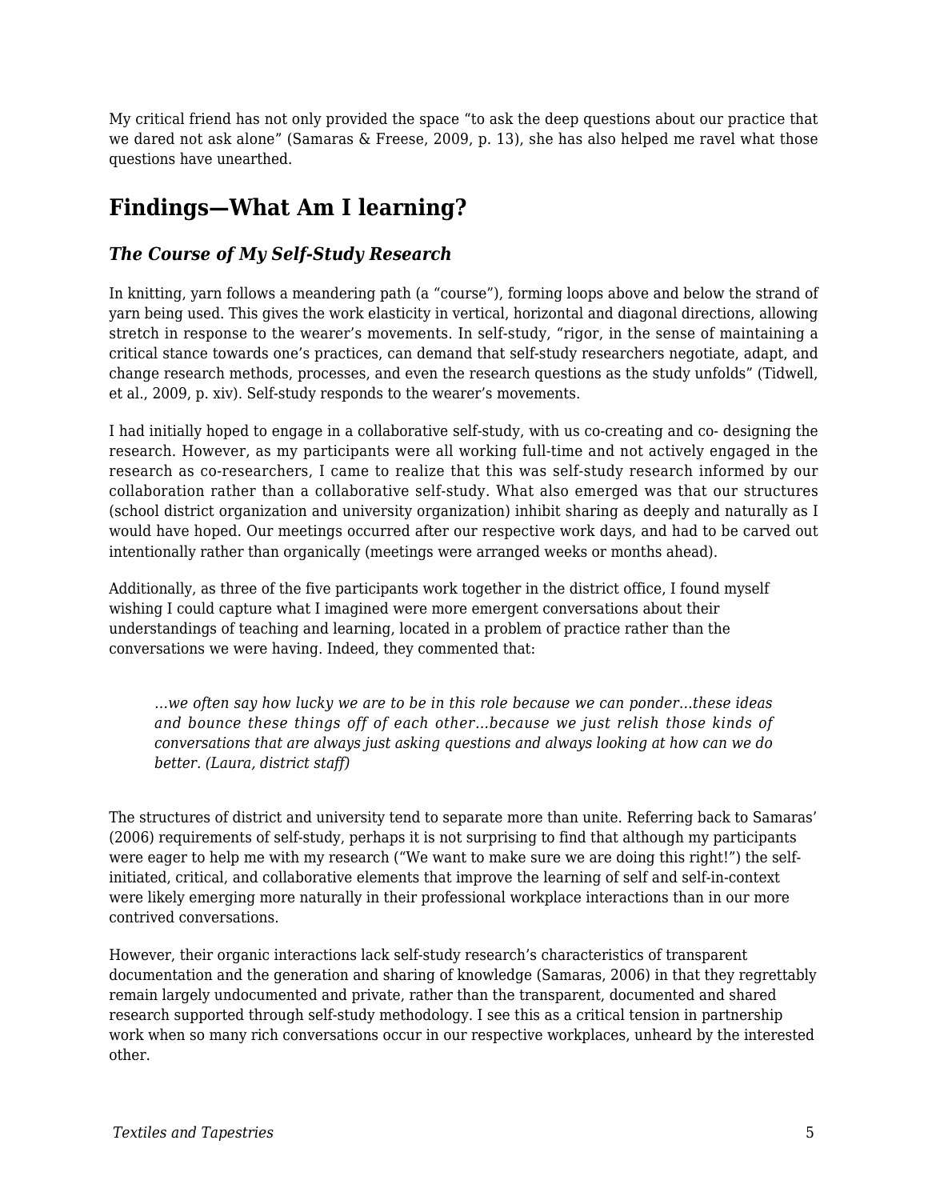My critical friend has not only provided the space "to ask the deep questions about our practice that we dared not ask alone" (Samaras & Freese, 2009, p. 13), she has also helped me ravel what those questions have unearthed.

## Findings—What Am I learning?

### *The Course of My Self-Study Research*

In knitting, yarn follows a meandering path (a "course"), forming loops above and below the strand of yarn being used. This gives the work elasticity in vertical, horizontal and diagonal directions, allowing stretch in response to the wearer's movements. In self-study, "rigor, in the sense of maintaining a critical stance towards one's practices, can demand that self-study researchers negotiate, adapt, and change research methods, processes, and even the research questions as the study unfolds" (Tidwell, et al., 2009, p. xiv). Self-study responds to the wearer's movements.

I had initially hoped to engage in a collaborative self-study, with us co-creating and co- designing the research. However, as my participants were all working full-time and not actively engaged in the research as co-researchers, I came to realize that this was self-study research informed by our collaboration rather than a collaborative self-study. What also emerged was that our structures (school district organization and university organization) inhibit sharing as deeply and naturally as I would have hoped. Our meetings occurred after our respective work days, and had to be carved out intentionally rather than organically (meetings were arranged weeks or months ahead).

Additionally, as three of the five participants work together in the district office, I found myself wishing I could capture what I imagined were more emergent conversations about their understandings of teaching and learning, located in a problem of practice rather than the conversations we were having. Indeed, they commented that:

> *…we often say how lucky we are to be in this role because we can ponder…these ideas and bounce these things off of each other…because we just relish those kinds of conversations that are always just asking questions and always looking at how can we do better. (Laura, district staff)*

The structures of district and university tend to separate more than unite. Referring back to Samaras' (2006) requirements of self-study, perhaps it is not surprising to find that although my participants were eager to help me with my research ("We want to make sure we are doing this right!") the self-initiated, critical, and collaborative elements that improve the learning of self and self-in-context were likely emerging more naturally in their professional workplace interactions than in our more contrived conversations.

However, their organic interactions lack self-study research's characteristics of transparent documentation and the generation and sharing of knowledge (Samaras, 2006) in that they regrettably remain largely undocumented and private, rather than the transparent, documented and shared research supported through self-study methodology. I see this as a critical tension in partnership work when so many rich conversations occur in our respective workplaces, unheard by the interested other.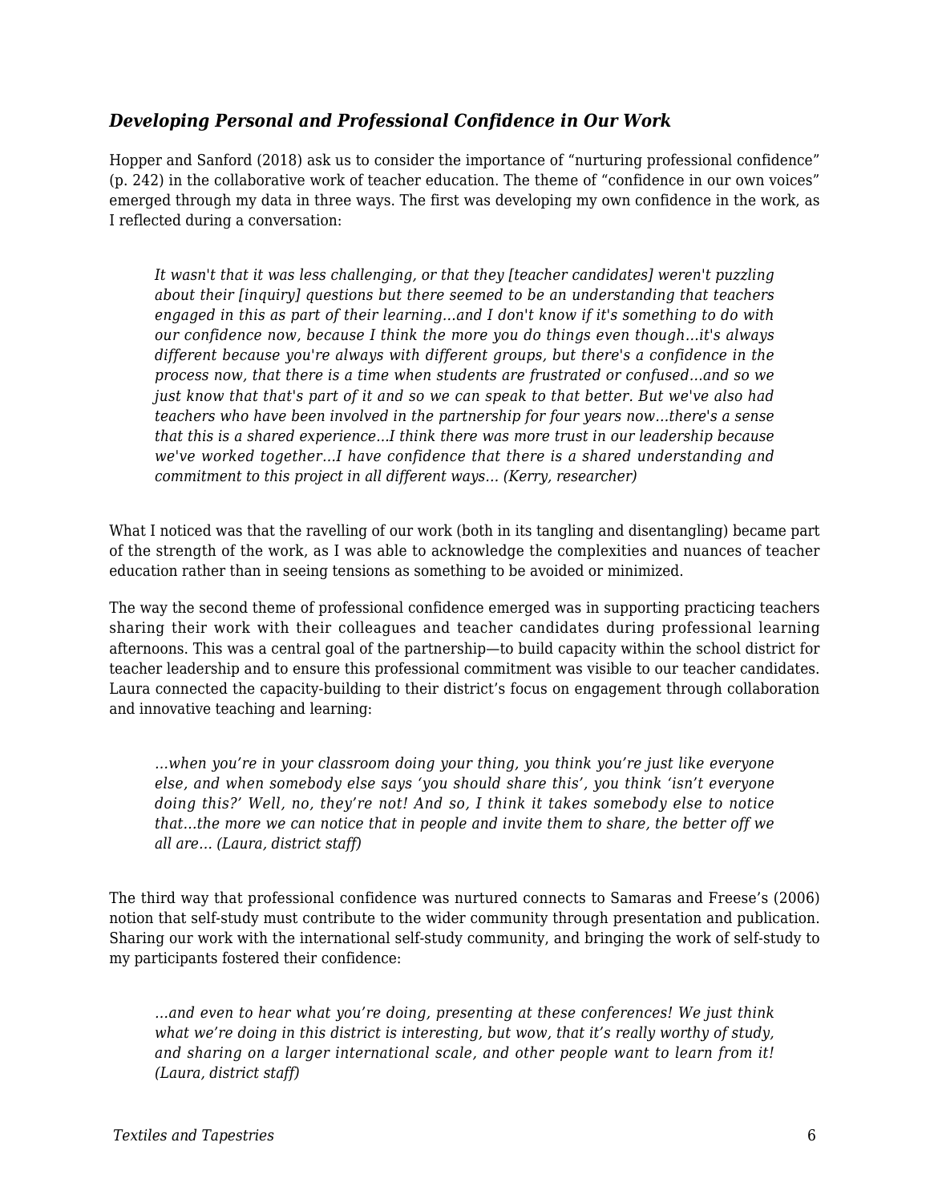### *Developing Personal and Professional Confidence in Our Work*

Hopper and Sanford (2018) ask us to consider the importance of "nurturing professional confidence" (p. 242) in the collaborative work of teacher education. The theme of "confidence in our own voices" emerged through my data in three ways. The first was developing my own confidence in the work, as I reflected during a conversation:

> *It wasn't that it was less challenging, or that they [teacher candidates] weren't puzzling about their [inquiry] questions but there seemed to be an understanding that teachers engaged in this as part of their learning…and I don't know if it's something to do with our confidence now, because I think the more you do things even though…it's always different because you're always with different groups, but there's a confidence in the process now, that there is a time when students are frustrated or confused…and so we just know that that's part of it and so we can speak to that better. But we've also had teachers who have been involved in the partnership for four years now…there's a sense that this is a shared experience…I think there was more trust in our leadership because we've worked together…I have confidence that there is a shared understanding and commitment to this project in all different ways… (Kerry, researcher)*

What I noticed was that the ravelling of our work (both in its tangling and disentangling) became part of the strength of the work, as I was able to acknowledge the complexities and nuances of teacher education rather than in seeing tensions as something to be avoided or minimized.

The way the second theme of professional confidence emerged was in supporting practicing teachers sharing their work with their colleagues and teacher candidates during professional learning afternoons. This was a central goal of the partnership—to build capacity within the school district for teacher leadership and to ensure this professional commitment was visible to our teacher candidates. Laura connected the capacity-building to their district's focus on engagement through collaboration and innovative teaching and learning:

> *…when you're in your classroom doing your thing, you think you're just like everyone else, and when somebody else says 'you should share this', you think 'isn't everyone doing this?' Well, no, they're not! And so, I think it takes somebody else to notice that…the more we can notice that in people and invite them to share, the better off we all are… (Laura, district staff)*

The third way that professional confidence was nurtured connects to Samaras and Freese's (2006) notion that self-study must contribute to the wider community through presentation and publication. Sharing our work with the international self-study community, and bringing the work of self-study to my participants fostered their confidence:

> *…and even to hear what you're doing, presenting at these conferences! We just think what we're doing in this district is interesting, but wow, that it's really worthy of study, and sharing on a larger international scale, and other people want to learn from it! (Laura, district staff)*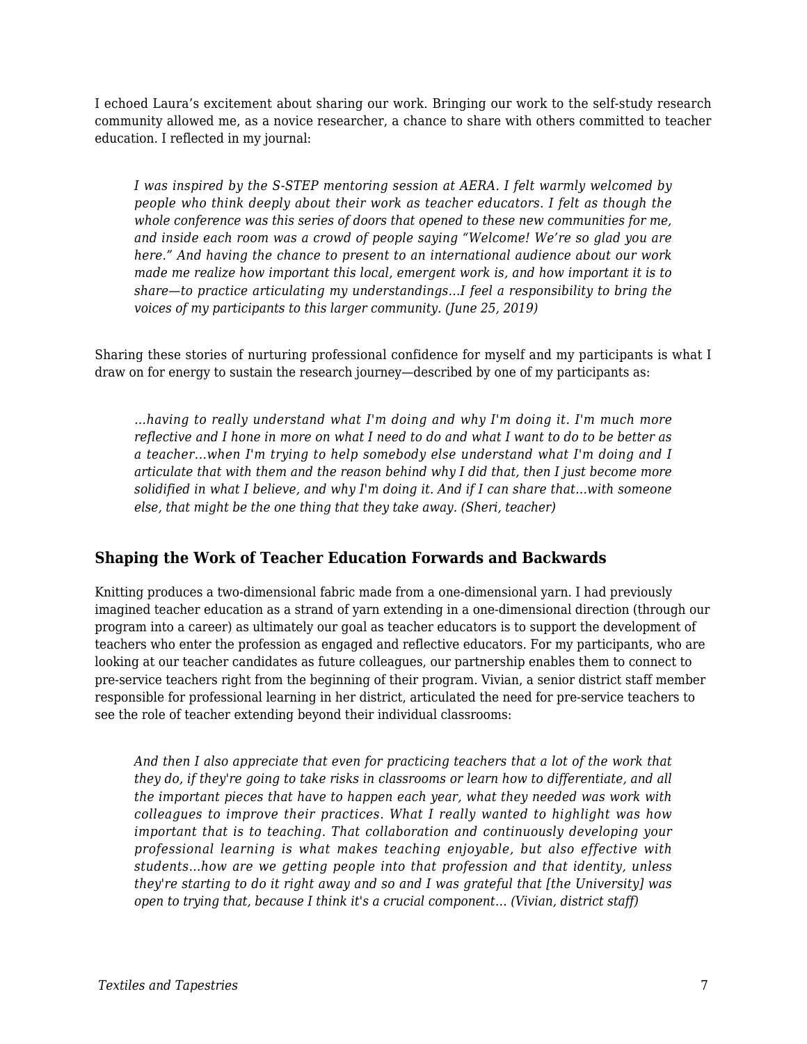I echoed Laura's excitement about sharing our work. Bringing our work to the self-study research community allowed me, as a novice researcher, a chance to share with others committed to teacher education. I reflected in my journal:

> *I was inspired by the S-STEP mentoring session at AERA. I felt warmly welcomed by people who think deeply about their work as teacher educators. I felt as though the whole conference was this series of doors that opened to these new communities for me, and inside each room was a crowd of people saying "Welcome! We're so glad you are here." And having the chance to present to an international audience about our work made me realize how important this local, emergent work is, and how important it is to share—to practice articulating my understandings…I feel a responsibility to bring the voices of my participants to this larger community. (June 25, 2019)*

Sharing these stories of nurturing professional confidence for myself and my participants is what I draw on for energy to sustain the research journey—described by one of my participants as:

> *…having to really understand what I'm doing and why I'm doing it. I'm much more reflective and I hone in more on what I need to do and what I want to do to be better as a teacher…when I'm trying to help somebody else understand what I'm doing and I articulate that with them and the reason behind why I did that, then I just become more solidified in what I believe, and why I'm doing it. And if I can share that…with someone else, that might be the one thing that they take away. (Sheri, teacher)*

### Shaping the Work of Teacher Education Forwards and Backwards

Knitting produces a two-dimensional fabric made from a one-dimensional yarn. I had previously imagined teacher education as a strand of yarn extending in a one-dimensional direction (through our program into a career) as ultimately our goal as teacher educators is to support the development of teachers who enter the profession as engaged and reflective educators. For my participants, who are looking at our teacher candidates as future colleagues, our partnership enables them to connect to pre-service teachers right from the beginning of their program. Vivian, a senior district staff member responsible for professional learning in her district, articulated the need for pre-service teachers to see the role of teacher extending beyond their individual classrooms:

> *And then I also appreciate that even for practicing teachers that a lot of the work that they do, if they're going to take risks in classrooms or learn how to differentiate, and all the important pieces that have to happen each year, what they needed was work with colleagues to improve their practices. What I really wanted to highlight was how important that is to teaching. That collaboration and continuously developing your professional learning is what makes teaching enjoyable, but also effective with students…how are we getting people into that profession and that identity, unless they're starting to do it right away and so and I was grateful that [the University] was open to trying that, because I think it's a crucial component… (Vivian, district staff)*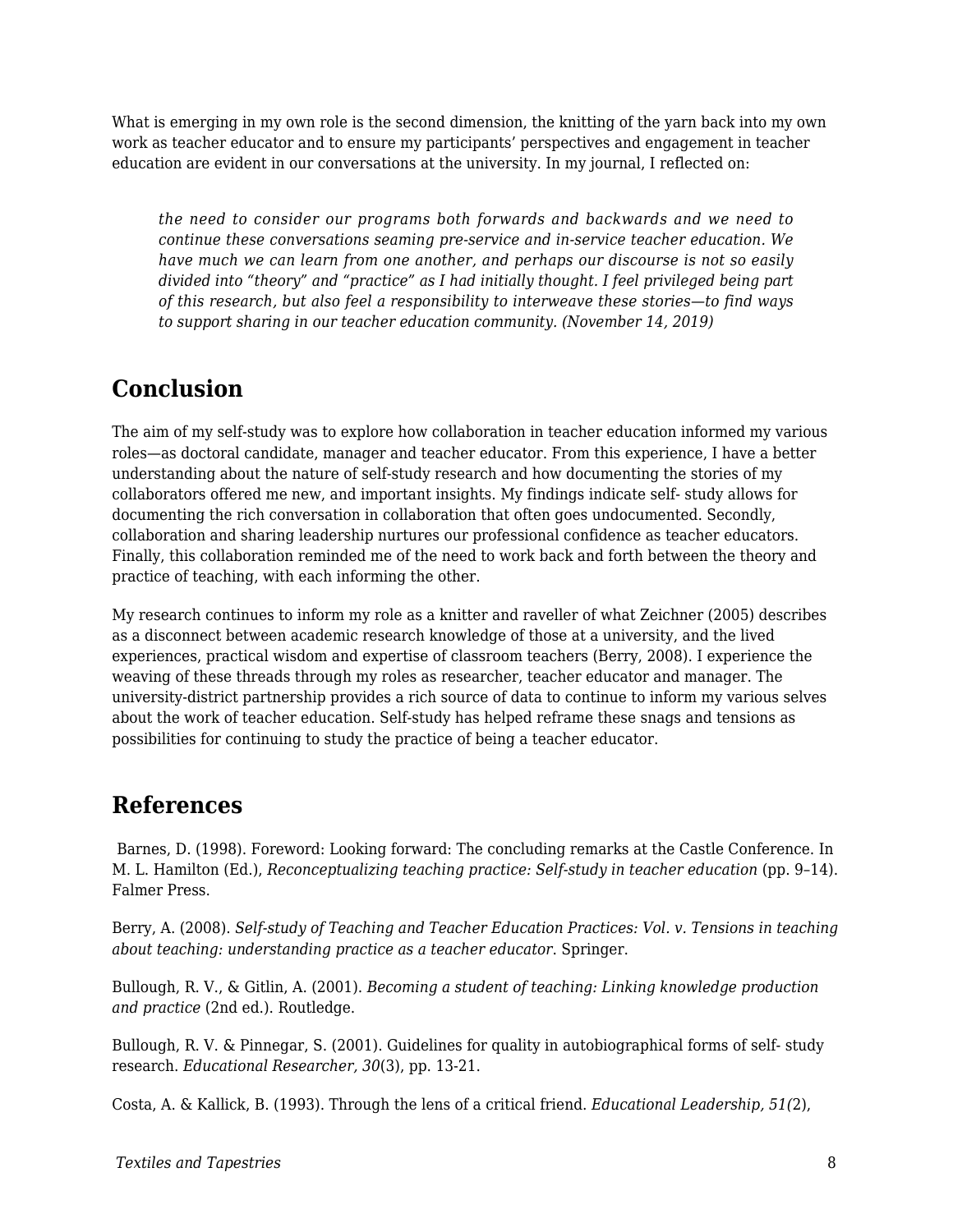What is emerging in my own role is the second dimension, the knitting of the yarn back into my own work as teacher educator and to ensure my participants' perspectives and engagement in teacher education are evident in our conversations at the university. In my journal, I reflected on:

> *the need to consider our programs both forwards and backwards and we need to continue these conversations seaming pre-service and in-service teacher education. We have much we can learn from one another, and perhaps our discourse is not so easily divided into "theory" and "practice" as I had initially thought. I feel privileged being part of this research, but also feel a responsibility to interweave these stories—to find ways to support sharing in our teacher education community. (November 14, 2019)*

## Conclusion

The aim of my self-study was to explore how collaboration in teacher education informed my various roles—as doctoral candidate, manager and teacher educator. From this experience, I have a better understanding about the nature of self-study research and how documenting the stories of my collaborators offered me new, and important insights. My findings indicate self- study allows for documenting the rich conversation in collaboration that often goes undocumented. Secondly, collaboration and sharing leadership nurtures our professional confidence as teacher educators. Finally, this collaboration reminded me of the need to work back and forth between the theory and practice of teaching, with each informing the other.

My research continues to inform my role as a knitter and raveller of what Zeichner (2005) describes as a disconnect between academic research knowledge of those at a university, and the lived experiences, practical wisdom and expertise of classroom teachers (Berry, 2008). I experience the weaving of these threads through my roles as researcher, teacher educator and manager. The university-district partnership provides a rich source of data to continue to inform my various selves about the work of teacher education. Self-study has helped reframe these snags and tensions as possibilities for continuing to study the practice of being a teacher educator.

## References

Barnes, D. (1998). Foreword: Looking forward: The concluding remarks at the Castle Conference. In M. L. Hamilton (Ed.), *Reconceptualizing teaching practice: Self-study in teacher education* (pp. 9–14). Falmer Press.

Berry, A. (2008). *Self-study of Teaching and Teacher Education Practices: Vol. v. Tensions in teaching about teaching: understanding practice as a teacher educator.* Springer.

Bullough, R. V., & Gitlin, A. (2001). *Becoming a student of teaching: Linking knowledge production and practice* (2nd ed.). Routledge.

Bullough, R. V. & Pinnegar, S. (2001). Guidelines for quality in autobiographical forms of self- study research. *Educational Researcher, 30*(3), pp. 13-21.

Costa, A. & Kallick, B. (1993). Through the lens of a critical friend. *Educational Leadership, 51(*2),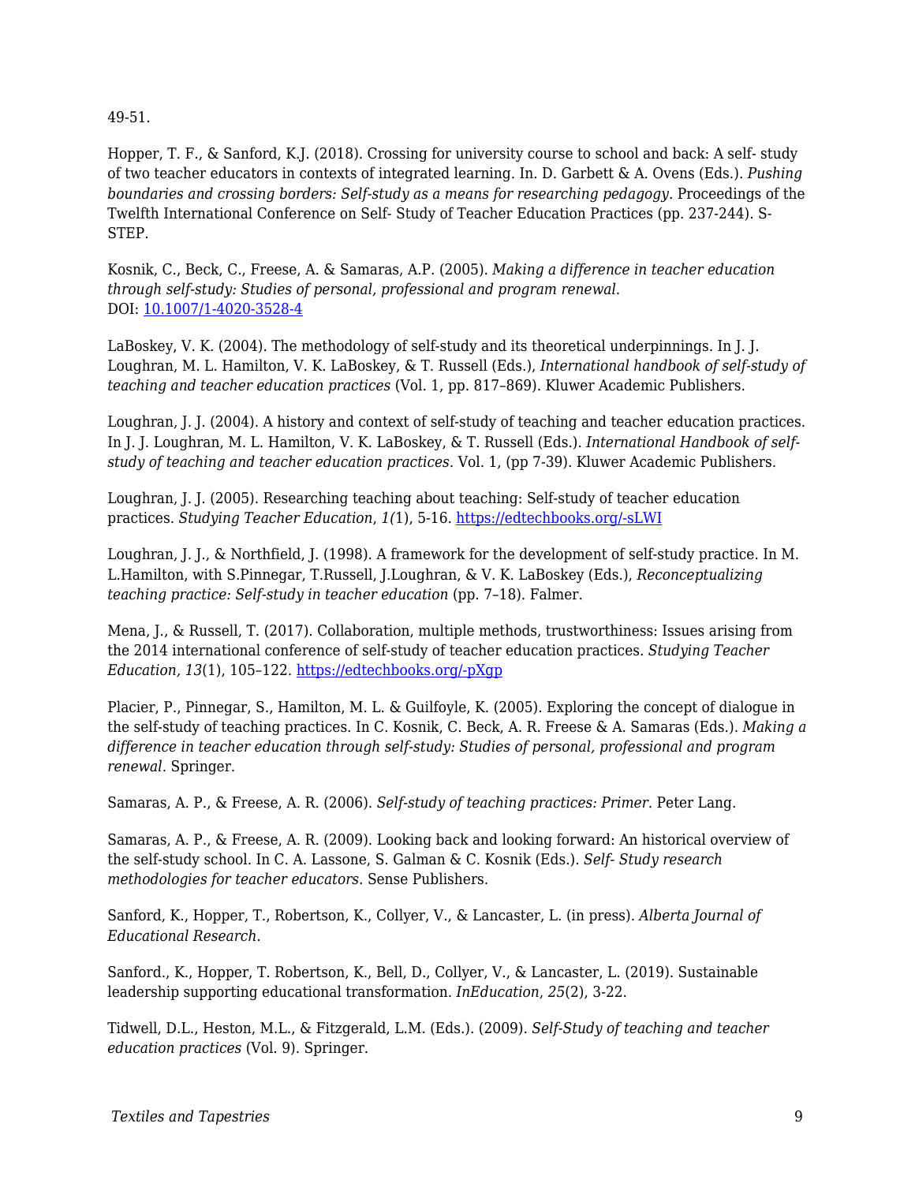49-51.

Hopper, T. F., & Sanford, K.J. (2018). Crossing for university course to school and back: A self- study of two teacher educators in contexts of integrated learning. In. D. Garbett & A. Ovens (Eds.). *Pushing boundaries and crossing borders: Self-study as a means for researching pedagogy*. Proceedings of the Twelfth International Conference on Self- Study of Teacher Education Practices (pp. 237-244). S-STEP.

Kosnik, C., Beck, C., Freese, A. & Samaras, A.P. (2005). *Making a difference in teacher education through self-study: Studies of personal, professional and program renewal.* DOI: [10.1007/1-4020-3528-4](10.1007/1-4020-3528-4)

LaBoskey, V. K. (2004). The methodology of self-study and its theoretical underpinnings. In J. J. Loughran, M. L. Hamilton, V. K. LaBoskey, & T. Russell (Eds.), *International handbook of self-study of teaching and teacher education practices* (Vol. 1, pp. 817–869). Kluwer Academic Publishers.

Loughran, J. J. (2004). A history and context of self-study of teaching and teacher education practices. In J. J. Loughran, M. L. Hamilton, V. K. LaBoskey, & T. Russell (Eds.). *International Handbook of self-study of teaching and teacher education practices*. Vol. 1, (pp 7-39). Kluwer Academic Publishers.

Loughran, J. J. (2005). Researching teaching about teaching: Self-study of teacher education practices. *Studying Teacher Education*, *1(*1), 5-16. [https://edtechbooks.org/-sLWI](https://edtechbooks.org/-sLWI)

Loughran, J. J., & Northfield, J. (1998). A framework for the development of self-study practice. In M. L.Hamilton, with S.Pinnegar, T.Russell, J.Loughran, & V. K. LaBoskey (Eds.), *Reconceptualizing teaching practice: Self-study in teacher education* (pp. 7–18). Falmer.

Mena, J., & Russell, T. (2017). Collaboration, multiple methods, trustworthiness: Issues arising from the 2014 international conference of self-study of teacher education practices. *Studying Teacher Education, 13*(1), 105–122. [https://edtechbooks.org/-pXgp](https://edtechbooks.org/-pXgp)

Placier, P., Pinnegar, S., Hamilton, M. L. & Guilfoyle, K. (2005). Exploring the concept of dialogue in the self-study of teaching practices. In C. Kosnik, C. Beck, A. R. Freese & A. Samaras (Eds.). *Making a difference in teacher education through self-study: Studies of personal, professional and program renewal*. Springer.

Samaras, A. P., & Freese, A. R. (2006). *Self-study of teaching practices: Primer*. Peter Lang.

Samaras, A. P., & Freese, A. R. (2009). Looking back and looking forward: An historical overview of the self-study school. In C. A. Lassone, S. Galman & C. Kosnik (Eds.). *Self- Study research methodologies for teacher educators*. Sense Publishers.

Sanford, K., Hopper, T., Robertson, K., Collyer, V., & Lancaster, L. (in press). *Alberta Journal of Educational Research*.

Sanford., K., Hopper, T. Robertson, K., Bell, D., Collyer, V., & Lancaster, L. (2019). Sustainable leadership supporting educational transformation. *InEducation*, *25*(2), 3-22.

Tidwell, D.L., Heston, M.L., & Fitzgerald, L.M. (Eds.). (2009). *Self-Study of teaching and teacher education practices* (Vol. 9). Springer.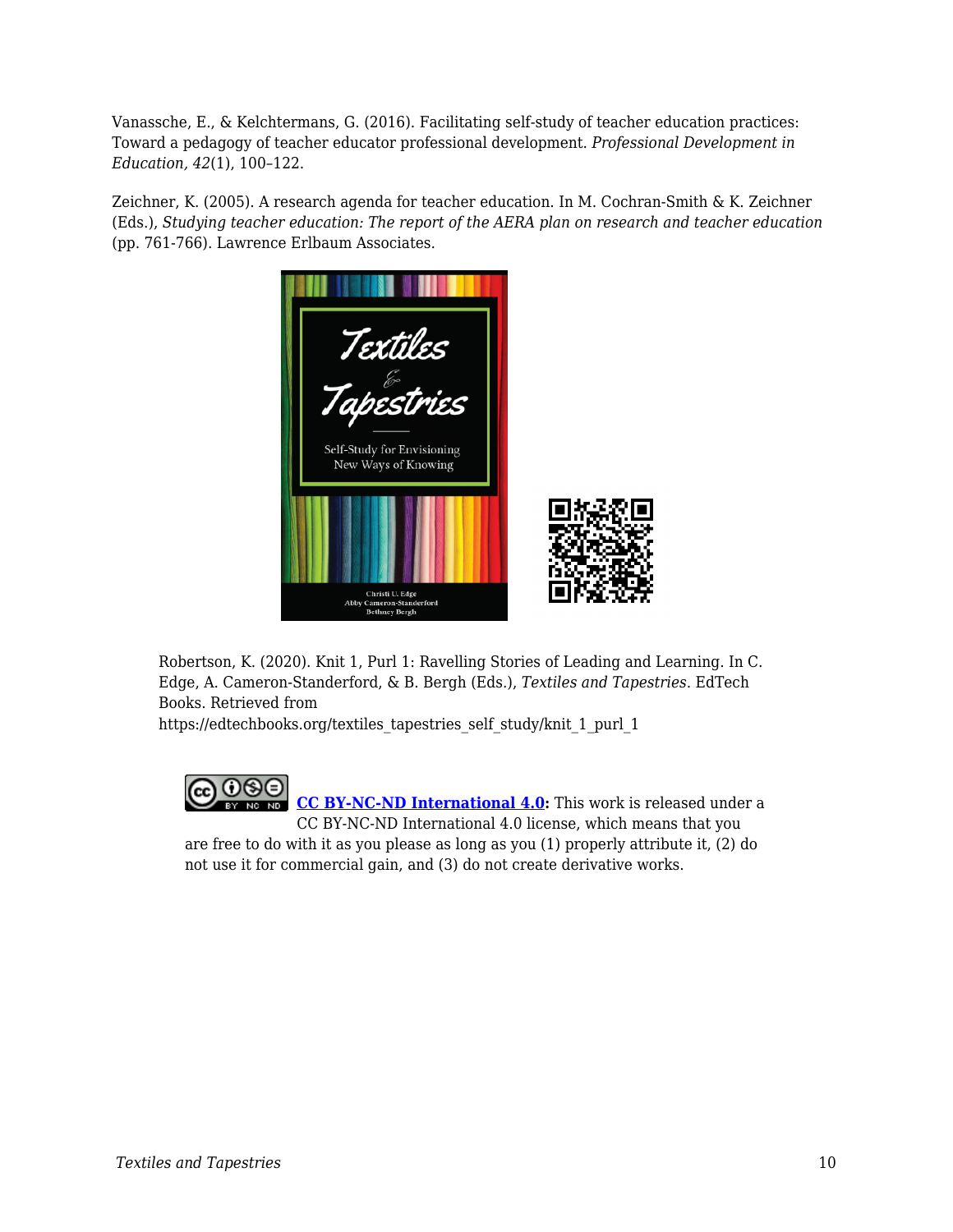Vanassche, E., & Kelchtermans, G. (2016). Facilitating self-study of teacher education practices: Toward a pedagogy of teacher educator professional development. *Professional Development in Education, 42*(1), 100–122.

Zeichner, K. (2005). A research agenda for teacher education. In M. Cochran-Smith & K. Zeichner (Eds.), *Studying teacher education: The report of the AERA plan on research and teacher education* (pp. 761-766). Lawrence Erlbaum Associates.

Robertson, K. (2020). Knit 1, Purl 1: Ravelling Stories of Leading and Learning. In C. Edge, A. Cameron-Standerford, & B. Bergh (Eds.), *Textiles and Tapestries*. EdTech Books. Retrieved from https://edtechbooks.org/textiles_tapestries_self_study/knit_1_purl_1

**CC BY-NC-ND International 4.0:** This work is released under a CC BY-NC-ND International 4.0 license, which means that you are free to do with it as you please as long as you (1) properly attribute it, (2) do not use it for commercial gain, and (3) do not create derivative works.